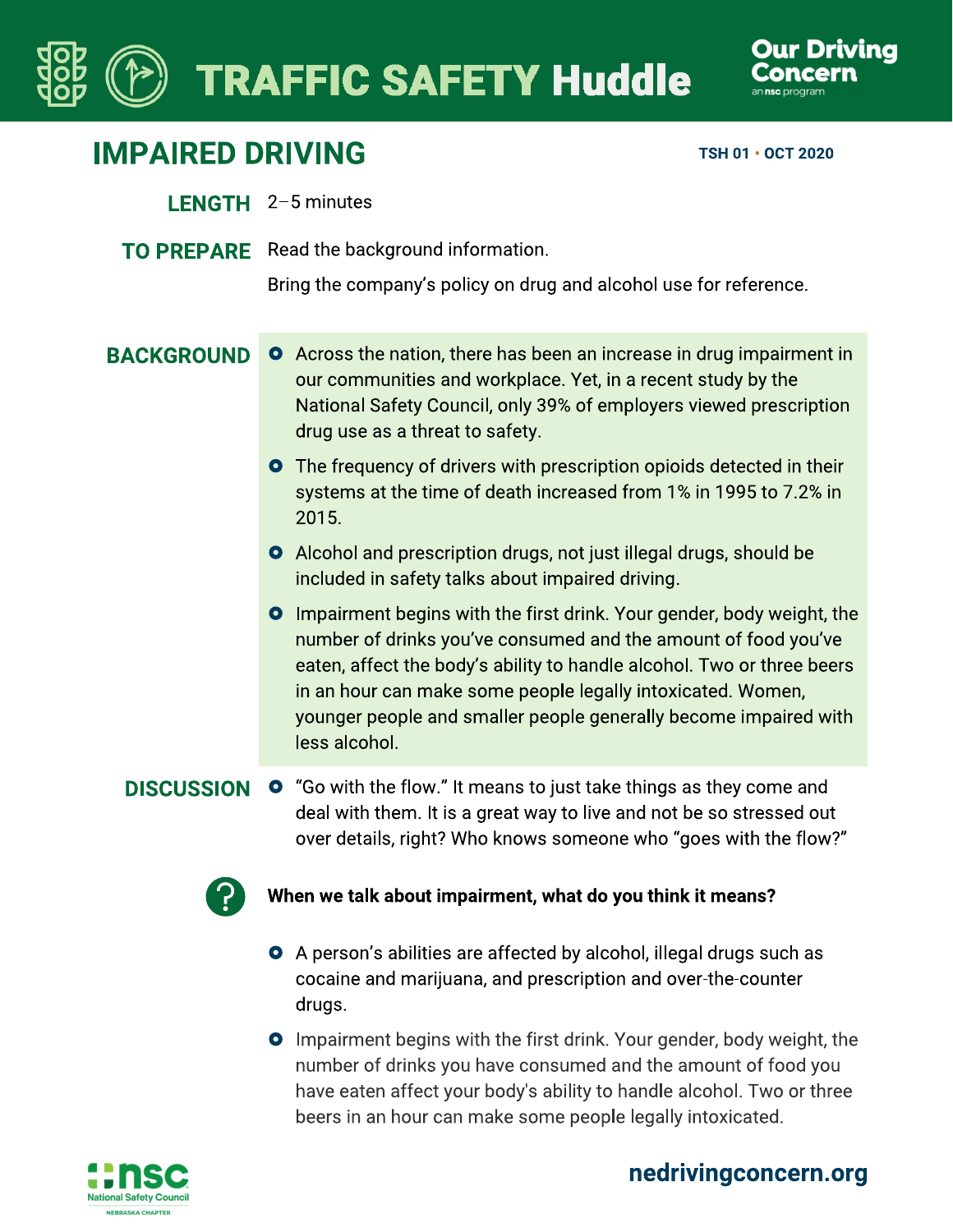# TRAFFIC SAFETY Huddle

Our Driving Concern — an nsc program

## IMPAIRED DRIVING

TSH 01 • OCT 2020

**LENGTH** 2–5 minutes

**TO PREPARE** Read the background information.

Bring the company's policy on drug and alcohol use for reference.

**BACKGROUND**

- Across the nation, there has been an increase in drug impairment in our communities and workplace. Yet, in a recent study by the National Safety Council, only 39% of employers viewed prescription drug use as a threat to safety.
- The frequency of drivers with prescription opioids detected in their systems at the time of death increased from 1% in 1995 to 7.2% in 2015.
- Alcohol and prescription drugs, not just illegal drugs, should be included in safety talks about impaired driving.
- Impairment begins with the first drink. Your gender, body weight, the number of drinks you've consumed and the amount of food you've eaten, affect the body's ability to handle alcohol. Two or three beers in an hour can make some people legally intoxicated. Women, younger people and smaller people generally become impaired with less alcohol.

**DISCUSSION**

- "Go with the flow." It means to just take things as they come and deal with them. It is a great way to live and not be so stressed out over details, right? Who knows someone who "goes with the flow?"

**When we talk about impairment, what do you think it means?**

- A person's abilities are affected by alcohol, illegal drugs such as cocaine and marijuana, and prescription and over-the-counter drugs.
- Impairment begins with the first drink. Your gender, body weight, the number of drinks you have consumed and the amount of food you have eaten affect your body's ability to handle alcohol. Two or three beers in an hour can make some people legally intoxicated.

nsc National Safety Council NEBRASKA CHAPTER

nedrivingconcern.org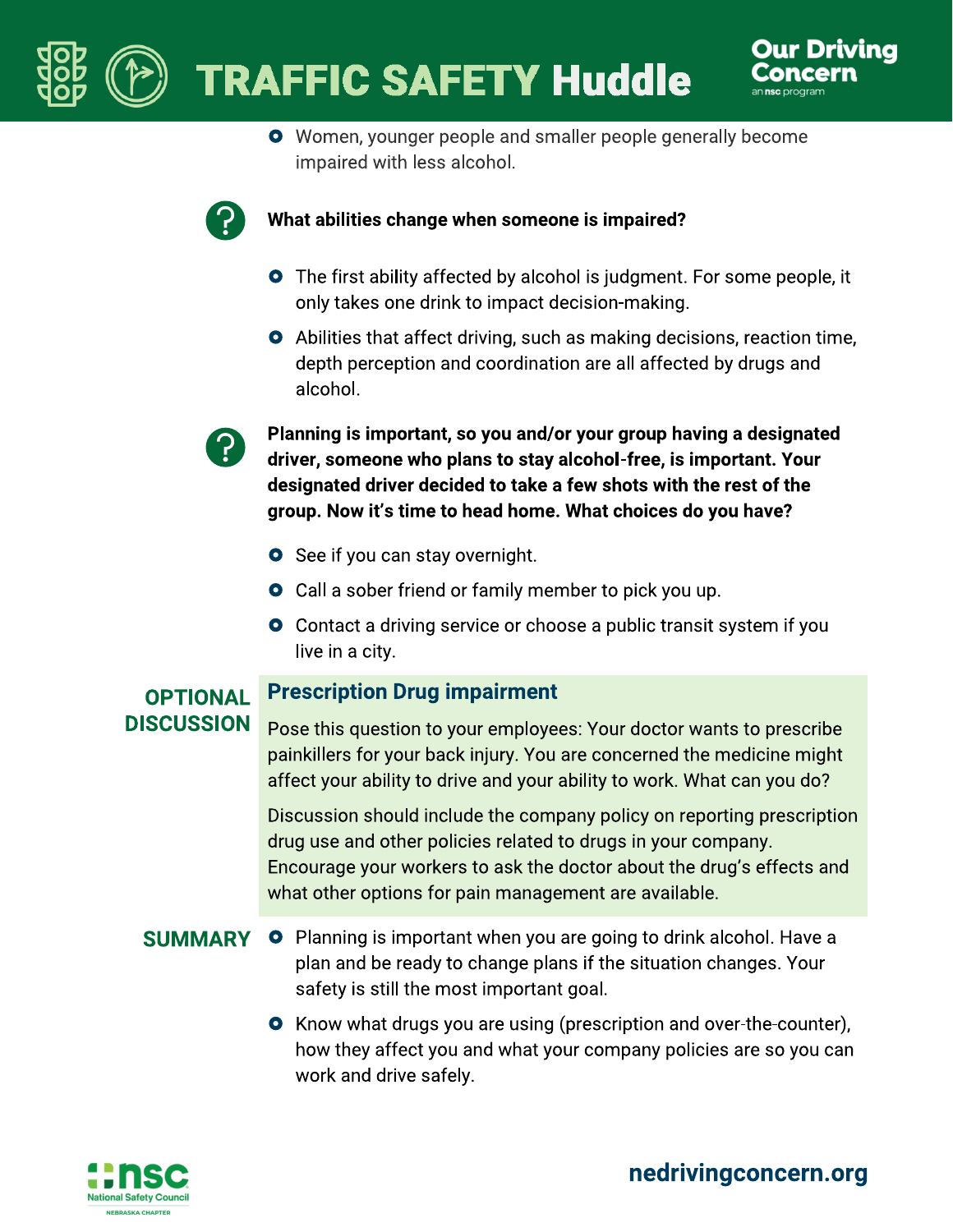- Women, younger people and smaller people generally become impaired with less alcohol.

**What abilities change when someone is impaired?**

- The first ability affected by alcohol is judgment. For some people, it only takes one drink to impact decision-making.
- Abilities that affect driving, such as making decisions, reaction time, depth perception and coordination are all affected by drugs and alcohol.

**Planning is important, so you and/or your group having a designated driver, someone who plans to stay alcohol-free, is important. Your designated driver decided to take a few shots with the rest of the group. Now it's time to head home. What choices do you have?**

- See if you can stay overnight.
- Call a sober friend or family member to pick you up.
- Contact a driving service or choose a public transit system if you live in a city.

## OPTIONAL DISCUSSION

### Prescription Drug impairment

Pose this question to your employees: Your doctor wants to prescribe painkillers for your back injury. You are concerned the medicine might affect your ability to drive and your ability to work. What can you do?

Discussion should include the company policy on reporting prescription drug use and other policies related to drugs in your company. Encourage your workers to ask the doctor about the drug's effects and what other options for pain management are available.

## SUMMARY

- Planning is important when you are going to drink alcohol. Have a plan and be ready to change plans if the situation changes. Your safety is still the most important goal.
- Know what drugs you are using (prescription and over-the-counter), how they affect you and what your company policies are so you can work and drive safely.